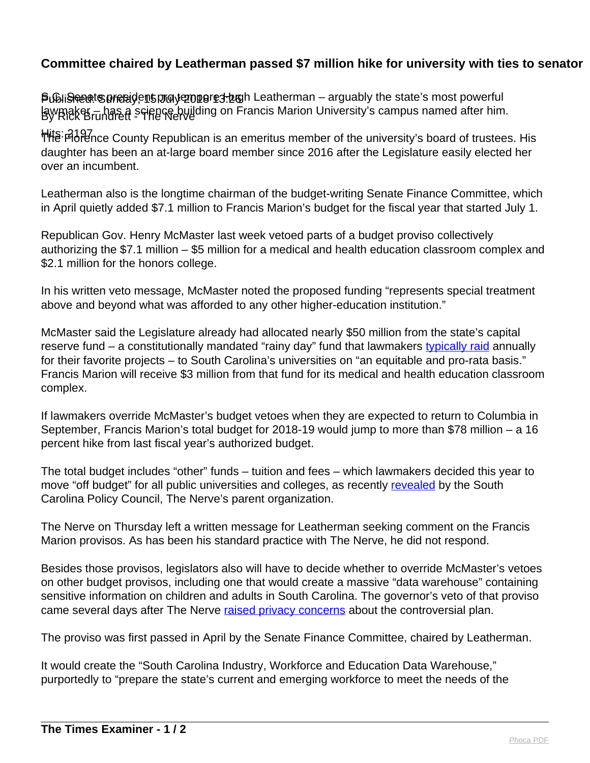# Committee chaired by Leatherman passed $7 million hike for university with ties to senator

Published: Sunday, 15 July 2018 13:26
By Rick Brundrett - The Nerve

Hits: 2197

S.C. Senate president pro tempore Hugh Leatherman – arguably the state's most powerful lawmaker – has a science building on Francis Marion University's campus named after him.

The Florence County Republican is an emeritus member of the university's board of trustees. His daughter has been an at-large board member since 2016 after the Legislature easily elected her over an incumbent.

Leatherman also is the longtime chairman of the budget-writing Senate Finance Committee, which in April quietly added $7.1 million to Francis Marion's budget for the fiscal year that started July 1.

Republican Gov. Henry McMaster last week vetoed parts of a budget proviso collectively authorizing the $7.1 million – $5 million for a medical and health education classroom complex and $2.1 million for the honors college.

In his written veto message, McMaster noted the proposed funding "represents special treatment above and beyond what was afforded to any other higher-education institution."

McMaster said the Legislature already had allocated nearly $50 million from the state's capital reserve fund – a constitutionally mandated "rainy day" fund that lawmakers typically raid annually for their favorite projects – to South Carolina's universities on "an equitable and pro-rata basis." Francis Marion will receive $3 million from that fund for its medical and health education classroom complex.

If lawmakers override McMaster's budget vetoes when they are expected to return to Columbia in September, Francis Marion's total budget for 2018-19 would jump to more than $78 million – a 16 percent hike from last fiscal year's authorized budget.

The total budget includes "other" funds – tuition and fees – which lawmakers decided this year to move "off budget" for all public universities and colleges, as recently revealed by the South Carolina Policy Council, The Nerve's parent organization.

The Nerve on Thursday left a written message for Leatherman seeking comment on the Francis Marion provisos. As has been his standard practice with The Nerve, he did not respond.

Besides those provisos, legislators also will have to decide whether to override McMaster's vetoes on other budget provisos, including one that would create a massive "data warehouse" containing sensitive information on children and adults in South Carolina. The governor's veto of that proviso came several days after The Nerve raised privacy concerns about the controversial plan.

The proviso was first passed in April by the Senate Finance Committee, chaired by Leatherman.

It would create the "South Carolina Industry, Workforce and Education Data Warehouse," purportedly to "prepare the state's current and emerging workforce to meet the needs of the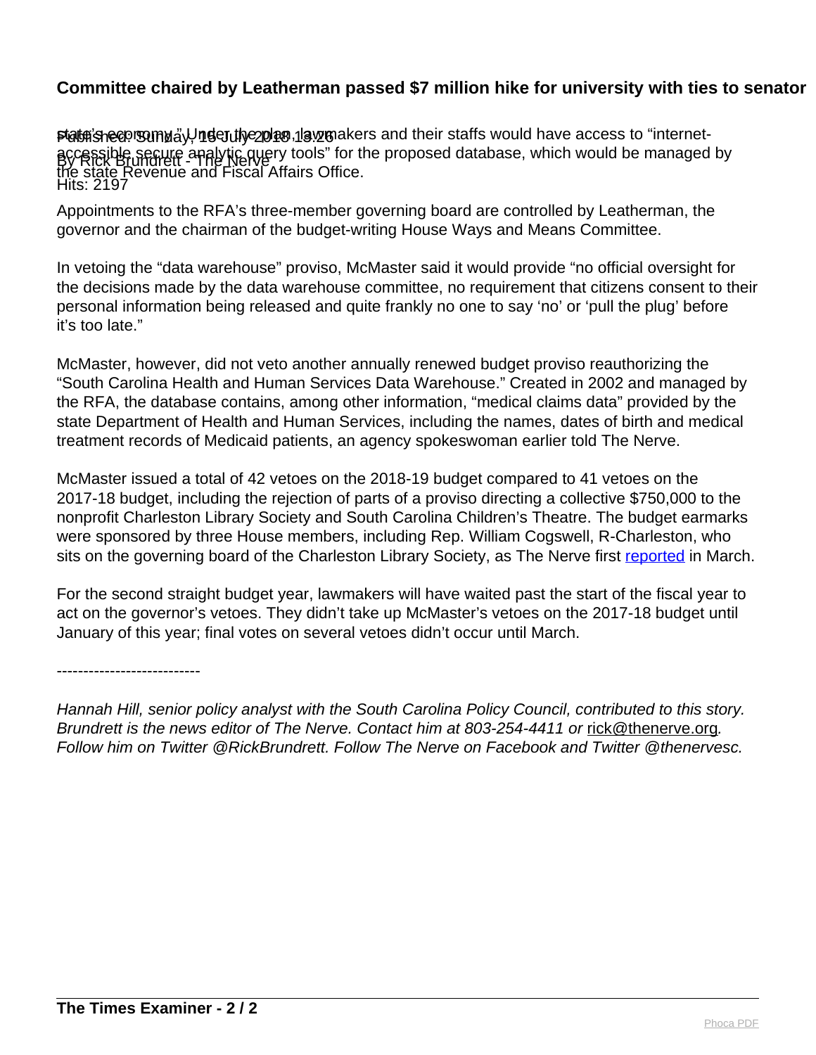state's economy." Under the plan, lawmakers and their staffs would have access to "internet-accessible secure analytic query tools" for the proposed database, which would be managed by the state Revenue and Fiscal Affairs Office.

Appointments to the RFA's three-member governing board are controlled by Leatherman, the governor and the chairman of the budget-writing House Ways and Means Committee.

In vetoing the "data warehouse" proviso, McMaster said it would provide "no official oversight for the decisions made by the data warehouse committee, no requirement that citizens consent to their personal information being released and quite frankly no one to say 'no' or 'pull the plug' before it's too late."

McMaster, however, did not veto another annually renewed budget proviso reauthorizing the "South Carolina Health and Human Services Data Warehouse." Created in 2002 and managed by the RFA, the database contains, among other information, "medical claims data" provided by the state Department of Health and Human Services, including the names, dates of birth and medical treatment records of Medicaid patients, an agency spokeswoman earlier told The Nerve.

McMaster issued a total of 42 vetoes on the 2018-19 budget compared to 41 vetoes on the 2017-18 budget, including the rejection of parts of a proviso directing a collective $750,000 to the nonprofit Charleston Library Society and South Carolina Children's Theatre. The budget earmarks were sponsored by three House members, including Rep. William Cogswell, R-Charleston, who sits on the governing board of the Charleston Library Society, as The Nerve first reported in March.

For the second straight budget year, lawmakers will have waited past the start of the fiscal year to act on the governor's vetoes. They didn't take up McMaster's vetoes on the 2017-18 budget until January of this year; final votes on several vetoes didn't occur until March.

---------------------------

*Hannah Hill, senior policy analyst with the South Carolina Policy Council, contributed to this story. Brundrett is the news editor of The Nerve. Contact him at 803-254-4411 or rick@thenerve.org. Follow him on Twitter @RickBrundrett. Follow The Nerve on Facebook and Twitter @thenervesc.*